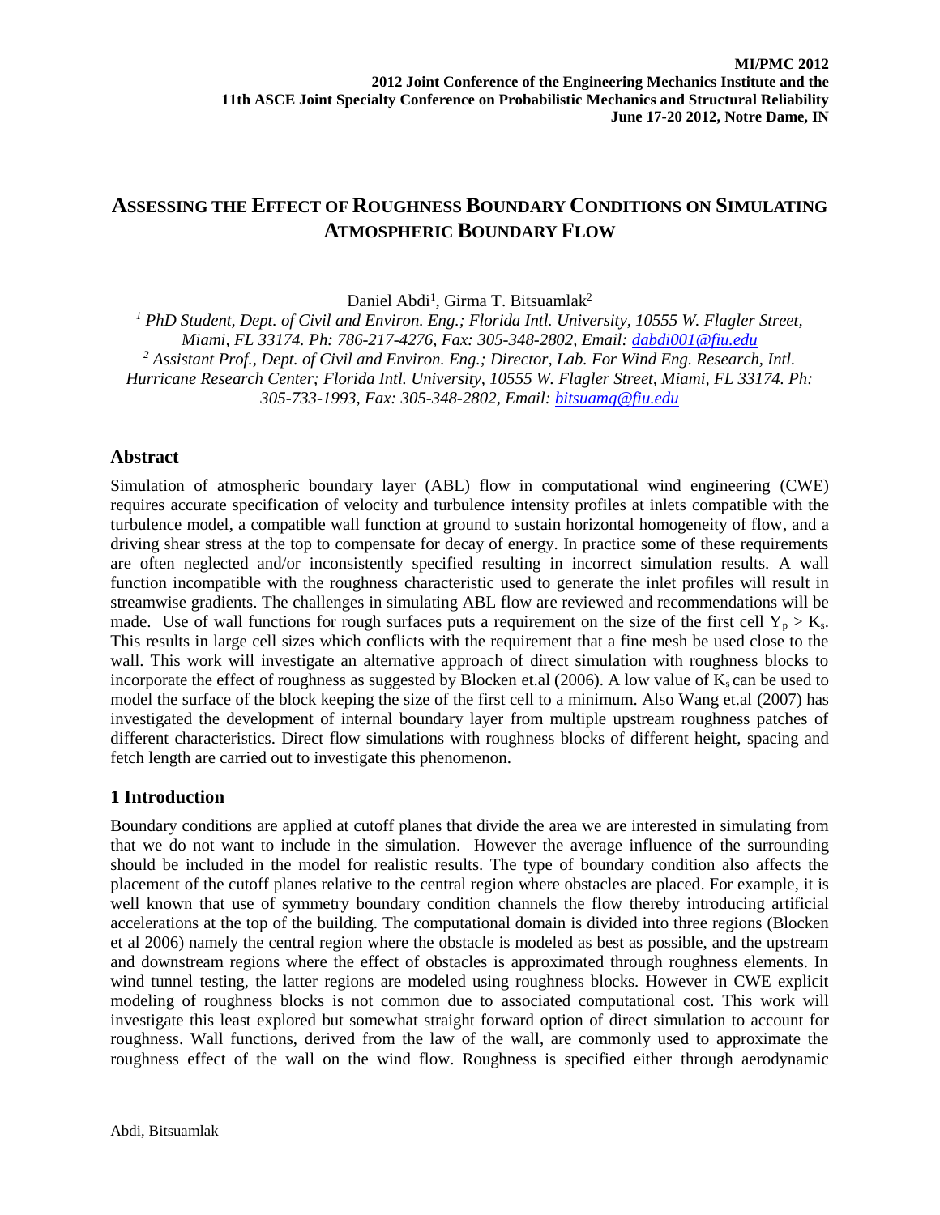**MI/PMC 2012**
**2012 Joint Conference of the Engineering Mechanics Institute and the 11th ASCE Joint Specialty Conference on Probabilistic Mechanics and Structural Reliability**
**June 17-20 2012, Notre Dame, IN**

# ASSESSING THE EFFECT OF ROUGHNESS BOUNDARY CONDITIONS ON SIMULATING ATMOSPHERIC BOUNDARY FLOW

Daniel Abdi[1], Girma T. Bitsuamlak[2]

[1] *PhD Student, Dept. of Civil and Environ. Eng.; Florida Intl. University, 10555 W. Flagler Street, Miami, FL 33174. Ph: 786-217-4276, Fax: 305-348-2802, Email: dabdi001@fiu.edu*

[2] *Assistant Prof., Dept. of Civil and Environ. Eng.; Director, Lab. For Wind Eng. Research, Intl. Hurricane Research Center; Florida Intl. University, 10555 W. Flagler Street, Miami, FL 33174. Ph: 305-733-1993, Fax: 305-348-2802, Email: bitsuamg@fiu.edu*

## Abstract

Simulation of atmospheric boundary layer (ABL) flow in computational wind engineering (CWE) requires accurate specification of velocity and turbulence intensity profiles at inlets compatible with the turbulence model, a compatible wall function at ground to sustain horizontal homogeneity of flow, and a driving shear stress at the top to compensate for decay of energy. In practice some of these requirements are often neglected and/or inconsistently specified resulting in incorrect simulation results. A wall function incompatible with the roughness characteristic used to generate the inlet profiles will result in streamwise gradients. The challenges in simulating ABL flow are reviewed and recommendations will be made. Use of wall functions for rough surfaces puts a requirement on the size of the first cell $Y_p > K_s$. This results in large cell sizes which conflicts with the requirement that a fine mesh be used close to the wall. This work will investigate an alternative approach of direct simulation with roughness blocks to incorporate the effect of roughness as suggested by Blocken et.al (2006). A low value of $K_s$ can be used to model the surface of the block keeping the size of the first cell to a minimum. Also Wang et.al (2007) has investigated the development of internal boundary layer from multiple upstream roughness patches of different characteristics. Direct flow simulations with roughness blocks of different height, spacing and fetch length are carried out to investigate this phenomenon.

## 1 Introduction

Boundary conditions are applied at cutoff planes that divide the area we are interested in simulating from that we do not want to include in the simulation. However the average influence of the surrounding should be included in the model for realistic results. The type of boundary condition also affects the placement of the cutoff planes relative to the central region where obstacles are placed. For example, it is well known that use of symmetry boundary condition channels the flow thereby introducing artificial accelerations at the top of the building. The computational domain is divided into three regions (Blocken et al 2006) namely the central region where the obstacle is modeled as best as possible, and the upstream and downstream regions where the effect of obstacles is approximated through roughness elements. In wind tunnel testing, the latter regions are modeled using roughness blocks. However in CWE explicit modeling of roughness blocks is not common due to associated computational cost. This work will investigate this least explored but somewhat straight forward option of direct simulation to account for roughness. Wall functions, derived from the law of the wall, are commonly used to approximate the roughness effect of the wall on the wind flow. Roughness is specified either through aerodynamic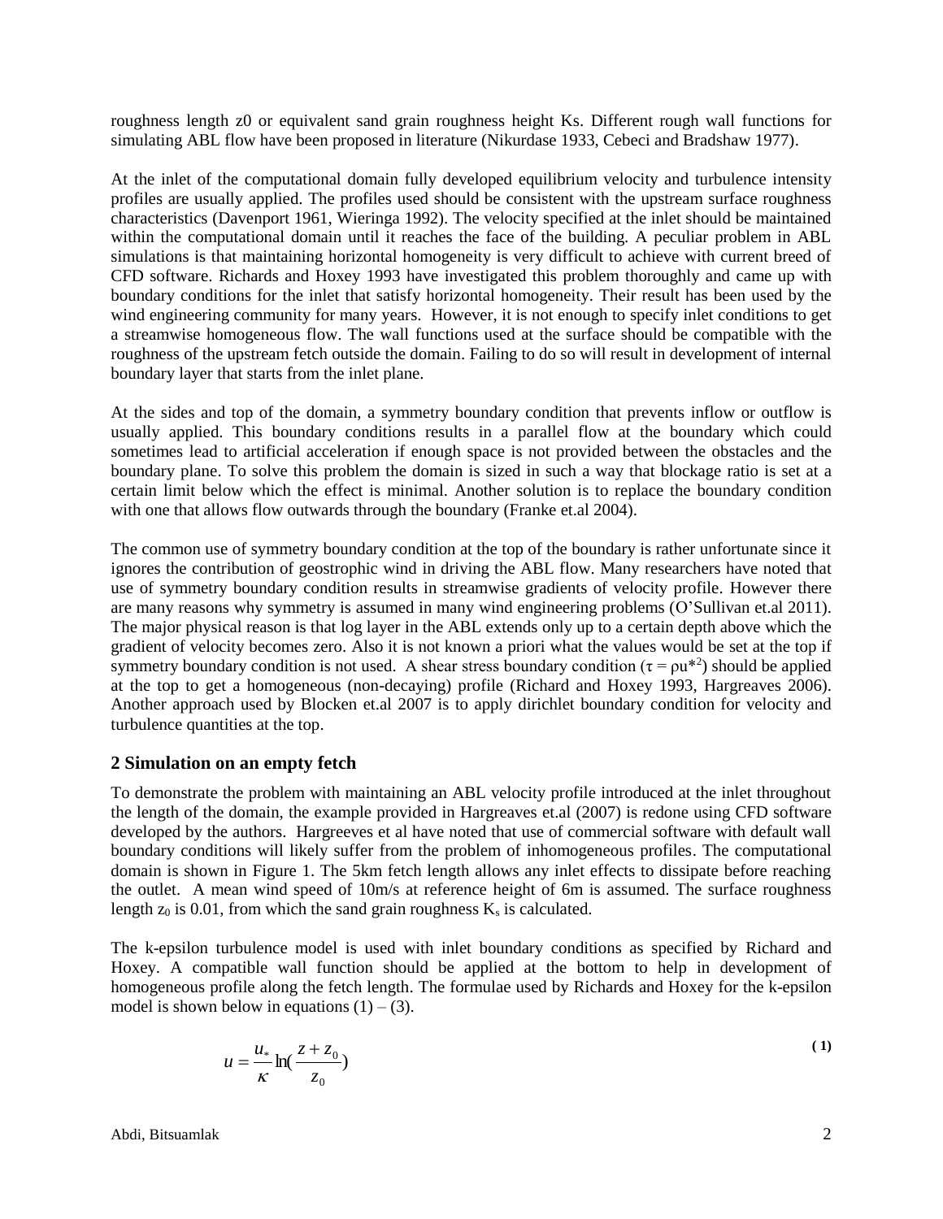roughness length z0 or equivalent sand grain roughness height Ks. Different rough wall functions for simulating ABL flow have been proposed in literature (Nikurdase 1933, Cebeci and Bradshaw 1977).

At the inlet of the computational domain fully developed equilibrium velocity and turbulence intensity profiles are usually applied. The profiles used should be consistent with the upstream surface roughness characteristics (Davenport 1961, Wieringa 1992). The velocity specified at the inlet should be maintained within the computational domain until it reaches the face of the building. A peculiar problem in ABL simulations is that maintaining horizontal homogeneity is very difficult to achieve with current breed of CFD software. Richards and Hoxey 1993 have investigated this problem thoroughly and came up with boundary conditions for the inlet that satisfy horizontal homogeneity. Their result has been used by the wind engineering community for many years. However, it is not enough to specify inlet conditions to get a streamwise homogeneous flow. The wall functions used at the surface should be compatible with the roughness of the upstream fetch outside the domain. Failing to do so will result in development of internal boundary layer that starts from the inlet plane.

At the sides and top of the domain, a symmetry boundary condition that prevents inflow or outflow is usually applied. This boundary conditions results in a parallel flow at the boundary which could sometimes lead to artificial acceleration if enough space is not provided between the obstacles and the boundary plane. To solve this problem the domain is sized in such a way that blockage ratio is set at a certain limit below which the effect is minimal. Another solution is to replace the boundary condition with one that allows flow outwards through the boundary (Franke et.al 2004).

The common use of symmetry boundary condition at the top of the boundary is rather unfortunate since it ignores the contribution of geostrophic wind in driving the ABL flow. Many researchers have noted that use of symmetry boundary condition results in streamwise gradients of velocity profile. However there are many reasons why symmetry is assumed in many wind engineering problems (O'Sullivan et.al 2011). The major physical reason is that log layer in the ABL extends only up to a certain depth above which the gradient of velocity becomes zero. Also it is not known a priori what the values would be set at the top if symmetry boundary condition is not used. A shear stress boundary condition ($\tau = \rho u^{*2}$) should be applied at the top to get a homogeneous (non-decaying) profile (Richard and Hoxey 1993, Hargreaves 2006). Another approach used by Blocken et.al 2007 is to apply dirichlet boundary condition for velocity and turbulence quantities at the top.

## 2 Simulation on an empty fetch

To demonstrate the problem with maintaining an ABL velocity profile introduced at the inlet throughout the length of the domain, the example provided in Hargreaves et.al (2007) is redone using CFD software developed by the authors. Hargreeves et al have noted that use of commercial software with default wall boundary conditions will likely suffer from the problem of inhomogeneous profiles. The computational domain is shown in Figure 1. The 5km fetch length allows any inlet effects to dissipate before reaching the outlet. A mean wind speed of 10m/s at reference height of 6m is assumed. The surface roughness length $z_0$ is 0.01, from which the sand grain roughness $K_s$ is calculated.

The k-epsilon turbulence model is used with inlet boundary conditions as specified by Richard and Hoxey. A compatible wall function should be applied at the bottom to help in development of homogeneous profile along the fetch length. The formulae used by Richards and Hoxey for the k-epsilon model is shown below in equations (1) – (3).

$$u = \frac{u_*}{\kappa} \ln\left(\frac{z + z_0}{z_0}\right) \tag{1}$$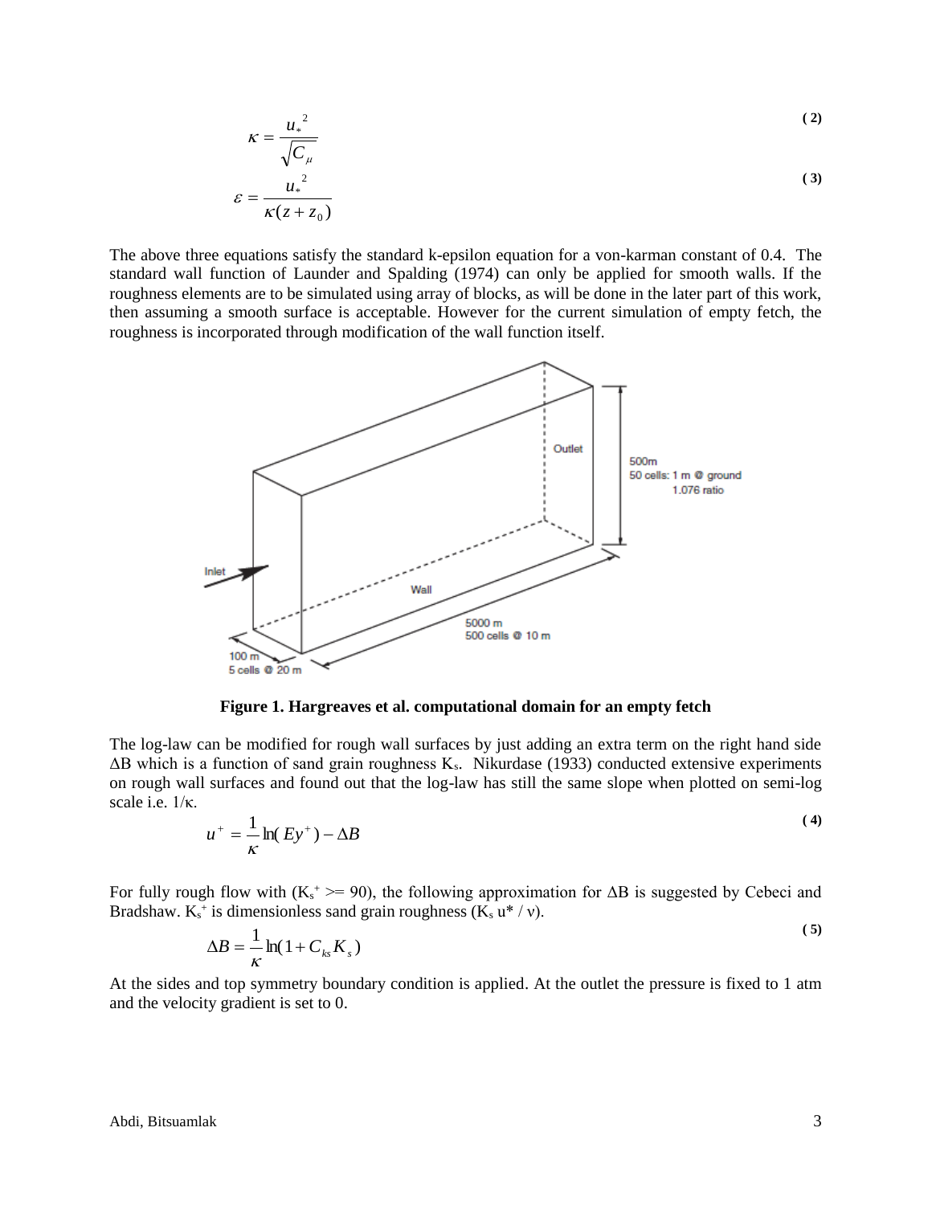$$\kappa = \frac{u_*^2}{\sqrt{C_\mu}} \tag{2}$$

$$\varepsilon = \frac{u_*^2}{\kappa(z + z_0)} \tag{3}$$

The above three equations satisfy the standard k-epsilon equation for a von-karman constant of 0.4. The standard wall function of Launder and Spalding (1974) can only be applied for smooth walls. If the roughness elements are to be simulated using array of blocks, as will be done in the later part of this work, then assuming a smooth surface is acceptable. However for the current simulation of empty fetch, the roughness is incorporated through modification of the wall function itself.

**Figure 1. Hargreaves et al. computational domain for an empty fetch**

The log-law can be modified for rough wall surfaces by just adding an extra term on the right hand side $\Delta B$ which is a function of sand grain roughness $K_s$. Nikurdase (1933) conducted extensive experiments on rough wall surfaces and found out that the log-law has still the same slope when plotted on semi-log scale i.e. $1/\kappa$.

$$u^+ = \frac{1}{\kappa}\ln(Ey^+) - \Delta B \tag{4}$$

For fully rough flow with ($K_s^+ >= 90$), the following approximation for $\Delta B$ is suggested by Cebeci and Bradshaw. $K_s^+$ is dimensionless sand grain roughness ($K_s u^* / \nu$).

$$\Delta B = \frac{1}{\kappa}\ln(1 + C_{ks}K_s) \tag{5}$$

At the sides and top symmetry boundary condition is applied. At the outlet the pressure is fixed to 1 atm and the velocity gradient is set to 0.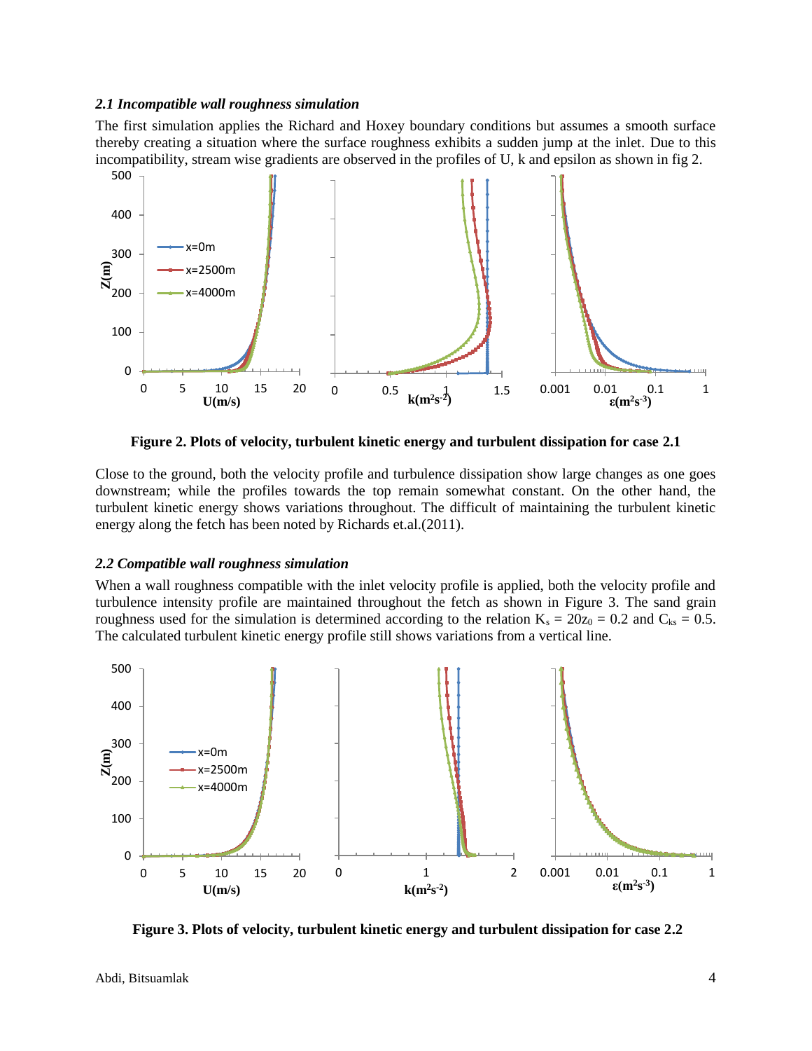### *2.1 Incompatible wall roughness simulation*

The first simulation applies the Richard and Hoxey boundary conditions but assumes a smooth surface thereby creating a situation where the surface roughness exhibits a sudden jump at the inlet. Due to this incompatibility, stream wise gradients are observed in the profiles of U, k and epsilon as shown in fig 2.

**Figure 2. Plots of velocity, turbulent kinetic energy and turbulent dissipation for case 2.1**

Close to the ground, both the velocity profile and turbulence dissipation show large changes as one goes downstream; while the profiles towards the top remain somewhat constant. On the other hand, the turbulent kinetic energy shows variations throughout. The difficult of maintaining the turbulent kinetic energy along the fetch has been noted by Richards et.al.(2011).

### *2.2 Compatible wall roughness simulation*

When a wall roughness compatible with the inlet velocity profile is applied, both the velocity profile and turbulence intensity profile are maintained throughout the fetch as shown in Figure 3. The sand grain roughness used for the simulation is determined according to the relation $K_s = 20z_0 = 0.2$ and $C_{ks} = 0.5$. The calculated turbulent kinetic energy profile still shows variations from a vertical line.

**Figure 3. Plots of velocity, turbulent kinetic energy and turbulent dissipation for case 2.2**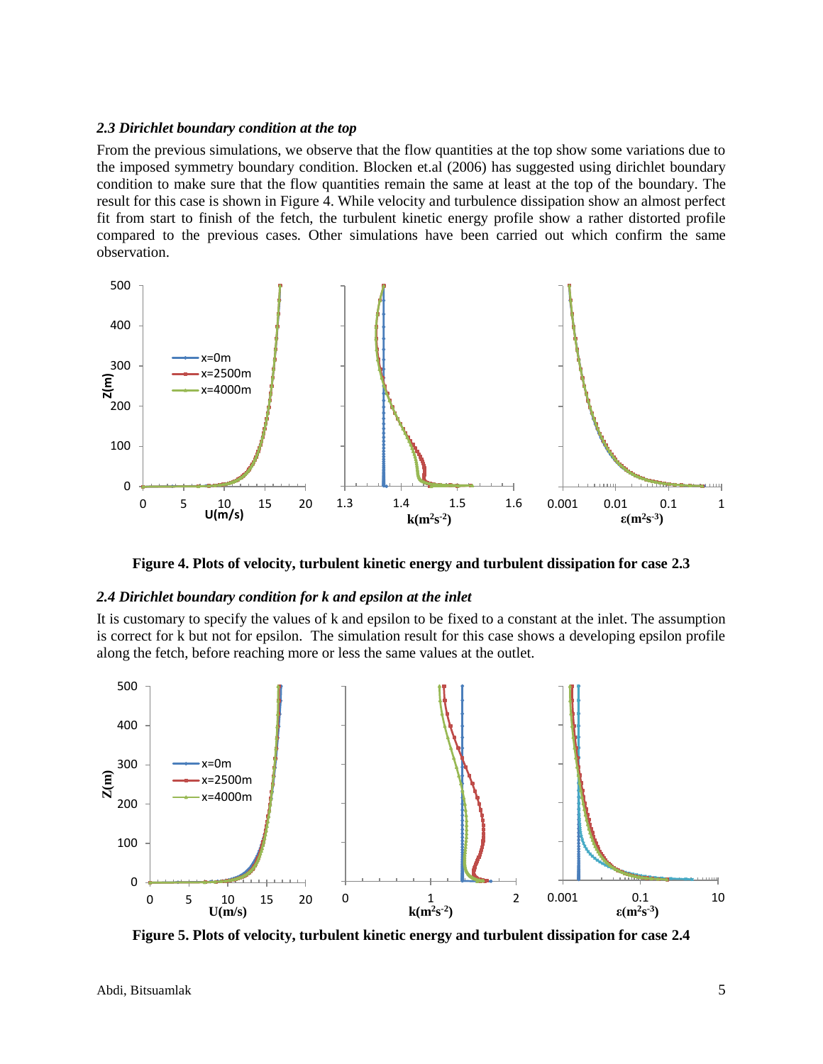### *2.3 Dirichlet boundary condition at the top*

From the previous simulations, we observe that the flow quantities at the top show some variations due to the imposed symmetry boundary condition. Blocken et.al (2006) has suggested using dirichlet boundary condition to make sure that the flow quantities remain the same at least at the top of the boundary. The result for this case is shown in Figure 4. While velocity and turbulence dissipation show an almost perfect fit from start to finish of the fetch, the turbulent kinetic energy profile show a rather distorted profile compared to the previous cases. Other simulations have been carried out which confirm the same observation.

**Figure 4. Plots of velocity, turbulent kinetic energy and turbulent dissipation for case 2.3**

### *2.4 Dirichlet boundary condition for k and epsilon at the inlet*

It is customary to specify the values of k and epsilon to be fixed to a constant at the inlet. The assumption is correct for k but not for epsilon. The simulation result for this case shows a developing epsilon profile along the fetch, before reaching more or less the same values at the outlet.

**Figure 5. Plots of velocity, turbulent kinetic energy and turbulent dissipation for case 2.4**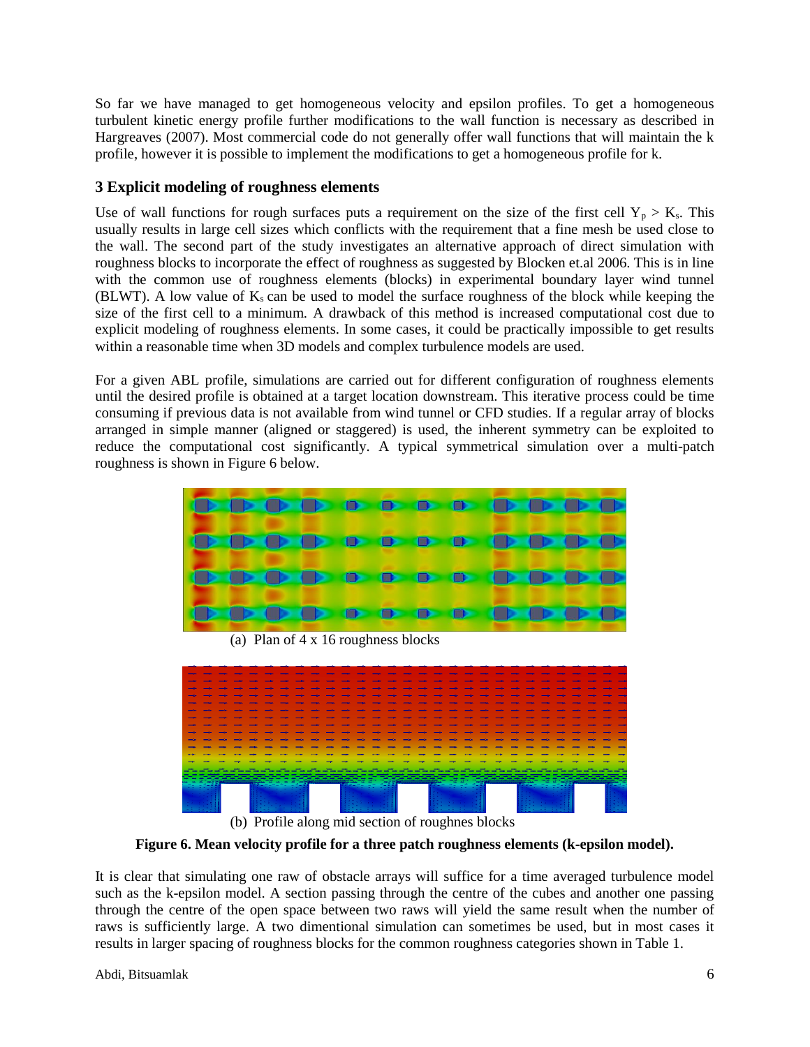So far we have managed to get homogeneous velocity and epsilon profiles. To get a homogeneous turbulent kinetic energy profile further modifications to the wall function is necessary as described in Hargreaves (2007). Most commercial code do not generally offer wall functions that will maintain the k profile, however it is possible to implement the modifications to get a homogeneous profile for k.

### 3 Explicit modeling of roughness elements

Use of wall functions for rough surfaces puts a requirement on the size of the first cell $Y_p > K_s$. This usually results in large cell sizes which conflicts with the requirement that a fine mesh be used close to the wall. The second part of the study investigates an alternative approach of direct simulation with roughness blocks to incorporate the effect of roughness as suggested by Blocken et.al 2006. This is in line with the common use of roughness elements (blocks) in experimental boundary layer wind tunnel (BLWT). A low value of $K_s$ can be used to model the surface roughness of the block while keeping the size of the first cell to a minimum. A drawback of this method is increased computational cost due to explicit modeling of roughness elements. In some cases, it could be practically impossible to get results within a reasonable time when 3D models and complex turbulence models are used.

For a given ABL profile, simulations are carried out for different configuration of roughness elements until the desired profile is obtained at a target location downstream. This iterative process could be time consuming if previous data is not available from wind tunnel or CFD studies. If a regular array of blocks arranged in simple manner (aligned or staggered) is used, the inherent symmetry can be exploited to reduce the computational cost significantly. A typical symmetrical simulation over a multi-patch roughness is shown in Figure 6 below.

(a) Plan of 4 x 16 roughness blocks

(b) Profile along mid section of roughnes blocks

**Figure 6. Mean velocity profile for a three patch roughness elements (k-epsilon model).**

It is clear that simulating one raw of obstacle arrays will suffice for a time averaged turbulence model such as the k-epsilon model. A section passing through the centre of the cubes and another one passing through the centre of the open space between two raws will yield the same result when the number of raws is sufficiently large. A two dimentional simulation can sometimes be used, but in most cases it results in larger spacing of roughness blocks for the common roughness categories shown in Table 1.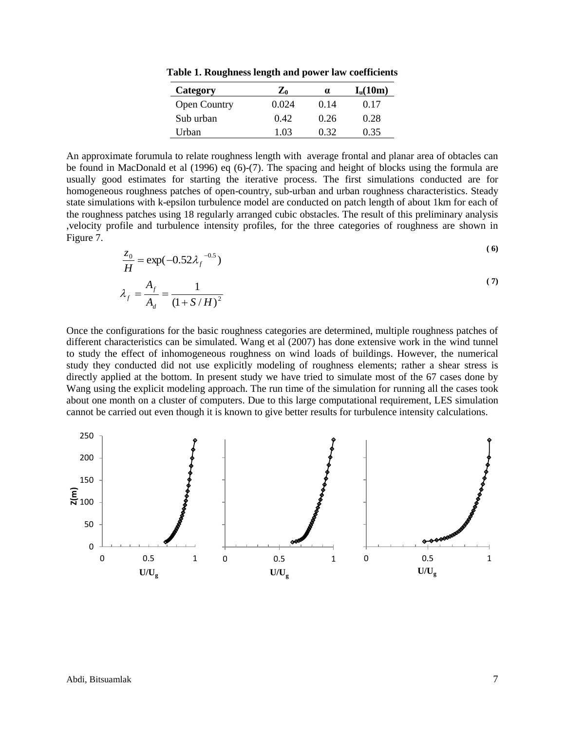**Table 1. Roughness length and power law coefficients**

| Category | $Z_0$ | α | $I_u$(10m) |
|---|---|---|---|
| Open Country | 0.024 | 0.14 | 0.17 |
| Sub urban | 0.42 | 0.26 | 0.28 |
| Urban | 1.03 | 0.32 | 0.35 |

An approximate forumula to relate roughness length with average frontal and planar area of obtacles can be found in MacDonald et al (1996) eq (6)-(7). The spacing and height of blocks using the formula are usually good estimates for starting the iterative process. The first simulations conducted are for homogeneous roughness patches of open-country, sub-urban and urban roughness characteristics. Steady state simulations with k-epsilon turbulence model are conducted on patch length of about 1km for each of the roughness patches using 18 regularly arranged cubic obstacles. The result of this preliminary analysis ,velocity profile and turbulence intensity profiles, for the three categories of roughness are shown in Figure 7.

$$\frac{z_0}{H} = \exp(-0.52\lambda_f^{-0.5}) \tag{6}$$

$$\lambda_f = \frac{A_f}{A_d} = \frac{1}{(1+S/H)^2} \tag{7}$$

Once the configurations for the basic roughness categories are determined, multiple roughness patches of different characteristics can be simulated. Wang et al (2007) has done extensive work in the wind tunnel to study the effect of inhomogeneous roughness on wind loads of buildings. However, the numerical study they conducted did not use explicitly modeling of roughness elements; rather a shear stress is directly applied at the bottom. In present study we have tried to simulate most of the 67 cases done by Wang using the explicit modeling approach. The run time of the simulation for running all the cases took about one month on a cluster of computers. Due to this large computational requirement, LES simulation cannot be carried out even though it is known to give better results for turbulence intensity calculations.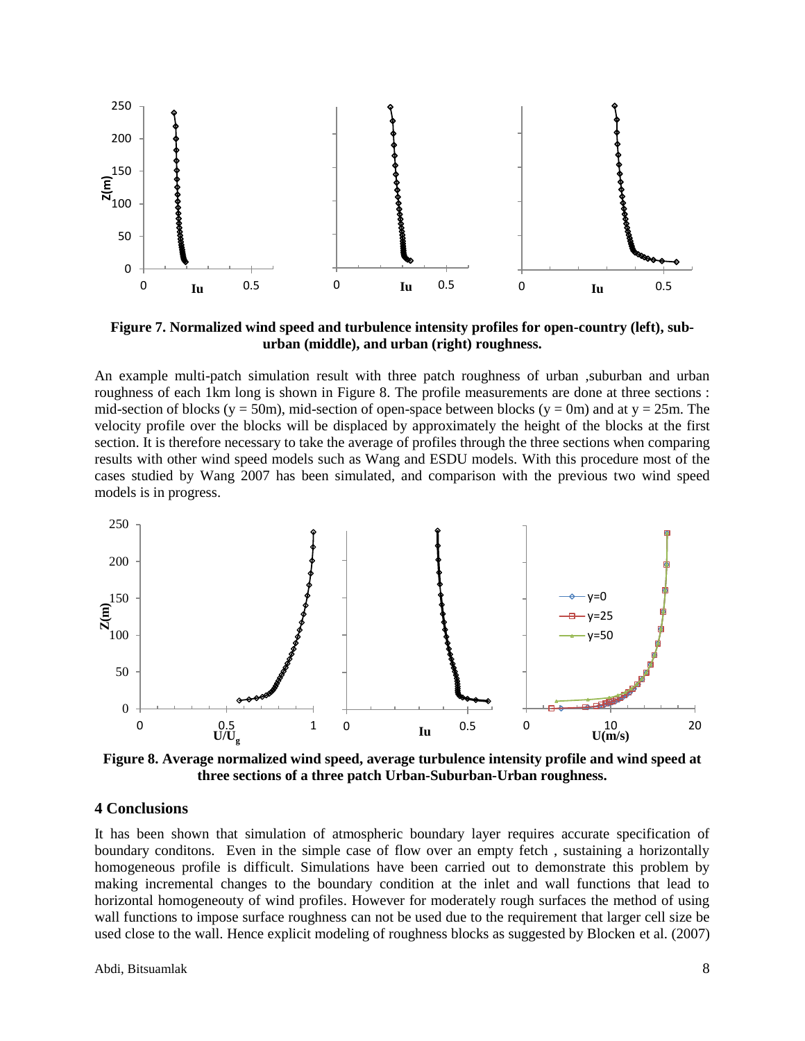**Figure 7. Normalized wind speed and turbulence intensity profiles for open-country (left), sub-urban (middle), and urban (right) roughness.**

An example multi-patch simulation result with three patch roughness of urban ,suburban and urban roughness of each 1km long is shown in Figure 8. The profile measurements are done at three sections : mid-section of blocks (y = 50m), mid-section of open-space between blocks (y = 0m) and at y = 25m. The velocity profile over the blocks will be displaced by approximately the height of the blocks at the first section. It is therefore necessary to take the average of profiles through the three sections when comparing results with other wind speed models such as Wang and ESDU models. With this procedure most of the cases studied by Wang 2007 has been simulated, and comparison with the previous two wind speed models is in progress.

**Figure 8. Average normalized wind speed, average turbulence intensity profile and wind speed at three sections of a three patch Urban-Suburban-Urban roughness.**

## 4 Conclusions

It has been shown that simulation of atmospheric boundary layer requires accurate specification of boundary conditons. Even in the simple case of flow over an empty fetch , sustaining a horizontally homogeneous profile is difficult. Simulations have been carried out to demonstrate this problem by making incremental changes to the boundary condition at the inlet and wall functions that lead to horizontal homogeneouty of wind profiles. However for moderately rough surfaces the method of using wall functions to impose surface roughness can not be used due to the requirement that larger cell size be used close to the wall. Hence explicit modeling of roughness blocks as suggested by Blocken et al. (2007)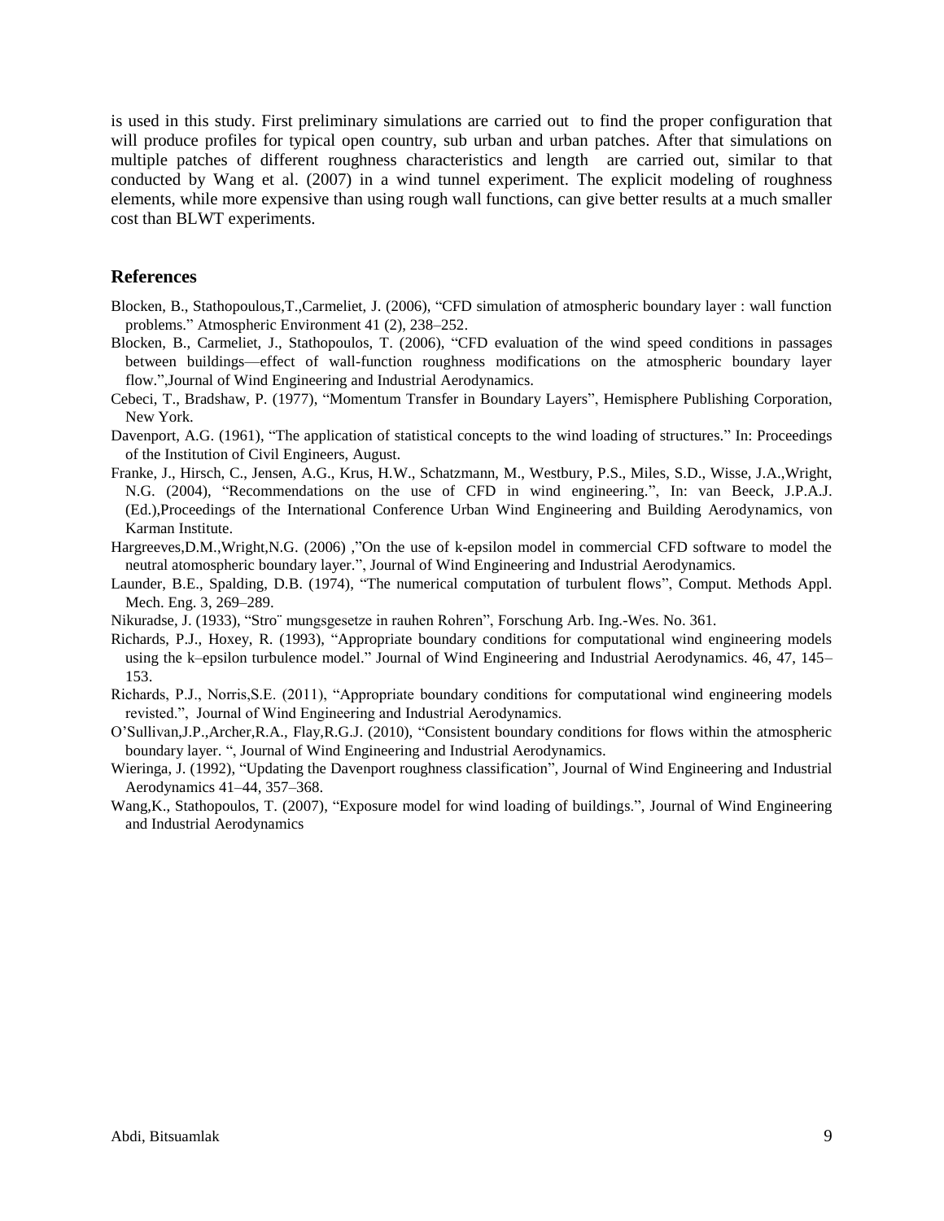is used in this study. First preliminary simulations are carried out to find the proper configuration that will produce profiles for typical open country, sub urban and urban patches. After that simulations on multiple patches of different roughness characteristics and length are carried out, similar to that conducted by Wang et al. (2007) in a wind tunnel experiment. The explicit modeling of roughness elements, while more expensive than using rough wall functions, can give better results at a much smaller cost than BLWT experiments.

## References

Blocken, B., Stathopoulous,T.,Carmeliet, J. (2006), "CFD simulation of atmospheric boundary layer : wall function problems." Atmospheric Environment 41 (2), 238–252.

Blocken, B., Carmeliet, J., Stathopoulos, T. (2006), "CFD evaluation of the wind speed conditions in passages between buildings—effect of wall-function roughness modifications on the atmospheric boundary layer flow.",Journal of Wind Engineering and Industrial Aerodynamics.

Cebeci, T., Bradshaw, P. (1977), "Momentum Transfer in Boundary Layers", Hemisphere Publishing Corporation, New York.

Davenport, A.G. (1961), "The application of statistical concepts to the wind loading of structures." In: Proceedings of the Institution of Civil Engineers, August.

Franke, J., Hirsch, C., Jensen, A.G., Krus, H.W., Schatzmann, M., Westbury, P.S., Miles, S.D., Wisse, J.A.,Wright, N.G. (2004), "Recommendations on the use of CFD in wind engineering.", In: van Beeck, J.P.A.J. (Ed.),Proceedings of the International Conference Urban Wind Engineering and Building Aerodynamics, von Karman Institute.

Hargreeves,D.M.,Wright,N.G. (2006) ,"On the use of k-epsilon model in commercial CFD software to model the neutral atomospheric boundary layer.", Journal of Wind Engineering and Industrial Aerodynamics.

Launder, B.E., Spalding, D.B. (1974), "The numerical computation of turbulent flows", Comput. Methods Appl. Mech. Eng. 3, 269–289.

Nikuradse, J. (1933), "Stro¨ mungsgesetze in rauhen Rohren", Forschung Arb. Ing.-Wes. No. 361.

Richards, P.J., Hoxey, R. (1993), "Appropriate boundary conditions for computational wind engineering models using the k–epsilon turbulence model." Journal of Wind Engineering and Industrial Aerodynamics. 46, 47, 145–153.

Richards, P.J., Norris,S.E. (2011), "Appropriate boundary conditions for computational wind engineering models revsited.", Journal of Wind Engineering and Industrial Aerodynamics.

O'Sullivan,J.P.,Archer,R.A., Flay,R.G.J. (2010), "Consistent boundary conditions for flows within the atmospheric boundary layer. ", Journal of Wind Engineering and Industrial Aerodynamics.

Wieringa, J. (1992), "Updating the Davenport roughness classification", Journal of Wind Engineering and Industrial Aerodynamics 41–44, 357–368.

Wang,K., Stathopoulos, T. (2007), "Exposure model for wind loading of buildings.", Journal of Wind Engineering and Industrial Aerodynamics